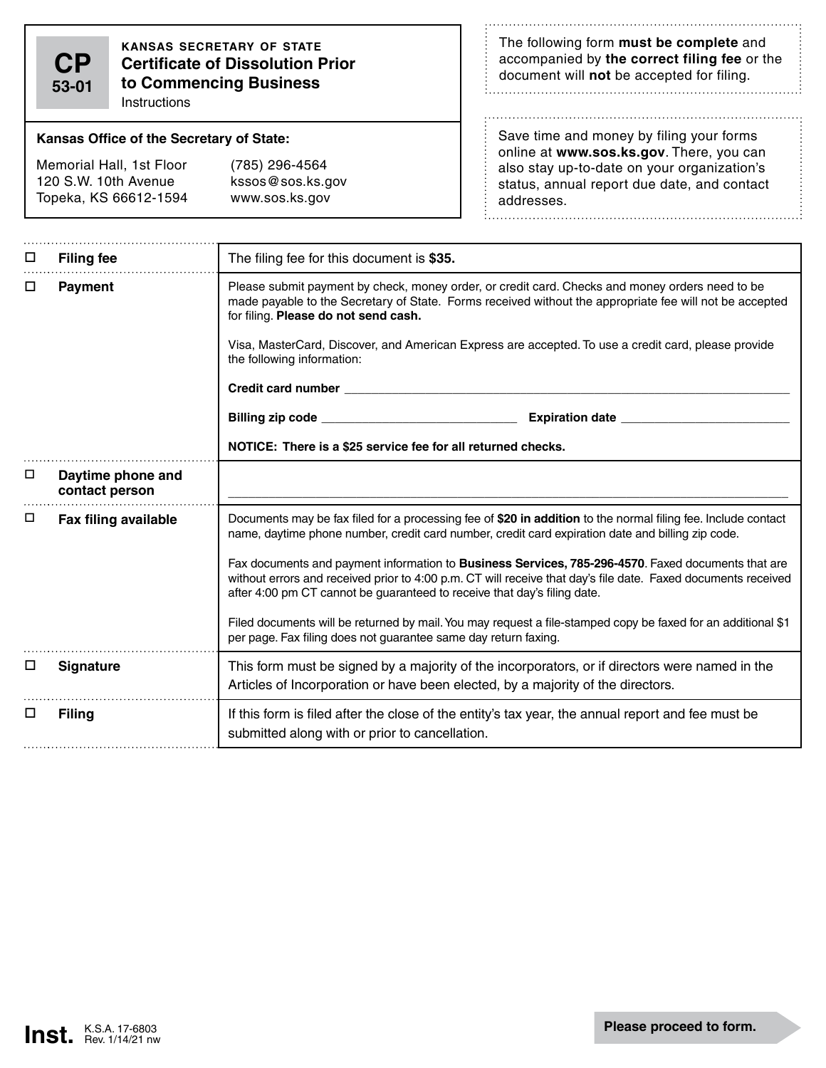**CP 53-01**

KANSAS SECRETARY OF STATE

# Certificate of Dissolution Prior to Commencing Business

Instructions

**Kansas Office of the Secretary of State:**

Memorial Hall, 1st Floor
120 S.W. 10th Avenue
Topeka, KS 66612-1594

(785) 296-4564
kssos@sos.ks.gov
www.sos.ks.gov

The following form **must be complete** and accompanied by **the correct filing fee** or the document will **not** be accepted for filing.

Save time and money by filing your forms online at **www.sos.ks.gov**. There, you can also stay up-to-date on your organization's status, annual report due date, and contact addresses.

| | |
|---|---|
| ☐ **Filing fee** | The filing fee for this document is **$35.** |
| ☐ **Payment** | Please submit payment by check, money order, or credit card. Checks and money orders need to be made payable to the Secretary of State. Forms received without the appropriate fee will not be accepted for filing. **Please do not send cash.**<br><br>Visa, MasterCard, Discover, and American Express are accepted. To use a credit card, please provide the following information:<br><br>**Credit card number** ____________________<br><br>**Billing zip code** ____________________ **Expiration date** ____________________<br><br>**NOTICE: There is a $25 service fee for all returned checks.** |
| ☐ **Daytime phone and contact person** | ____________________ |
| ☐ **Fax filing available** | Documents may be fax filed for a processing fee of **$20 in addition** to the normal filing fee. Include contact name, daytime phone number, credit card number, credit card expiration date and billing zip code.<br><br>Fax documents and payment information to **Business Services, 785-296-4570**. Faxed documents that are without errors and received prior to 4:00 p.m. CT will receive that day's file date. Faxed documents received after 4:00 pm CT cannot be guaranteed to receive that day's filing date.<br><br>Filed documents will be returned by mail. You may request a file-stamped copy be faxed for an additional $1 per page. Fax filing does not guarantee same day return faxing. |
| ☐ **Signature** | This form must be signed by a majority of the incorporators, or if directors were named in the Articles of Incorporation or have been elected, by a majority of the directors. |
| ☐ **Filing** | If this form is filed after the close of the entity's tax year, the annual report and fee must be submitted along with or prior to cancellation. |

**Inst.** K.S.A. 17-6803
Rev. 1/14/21 nw

**Please proceed to form.**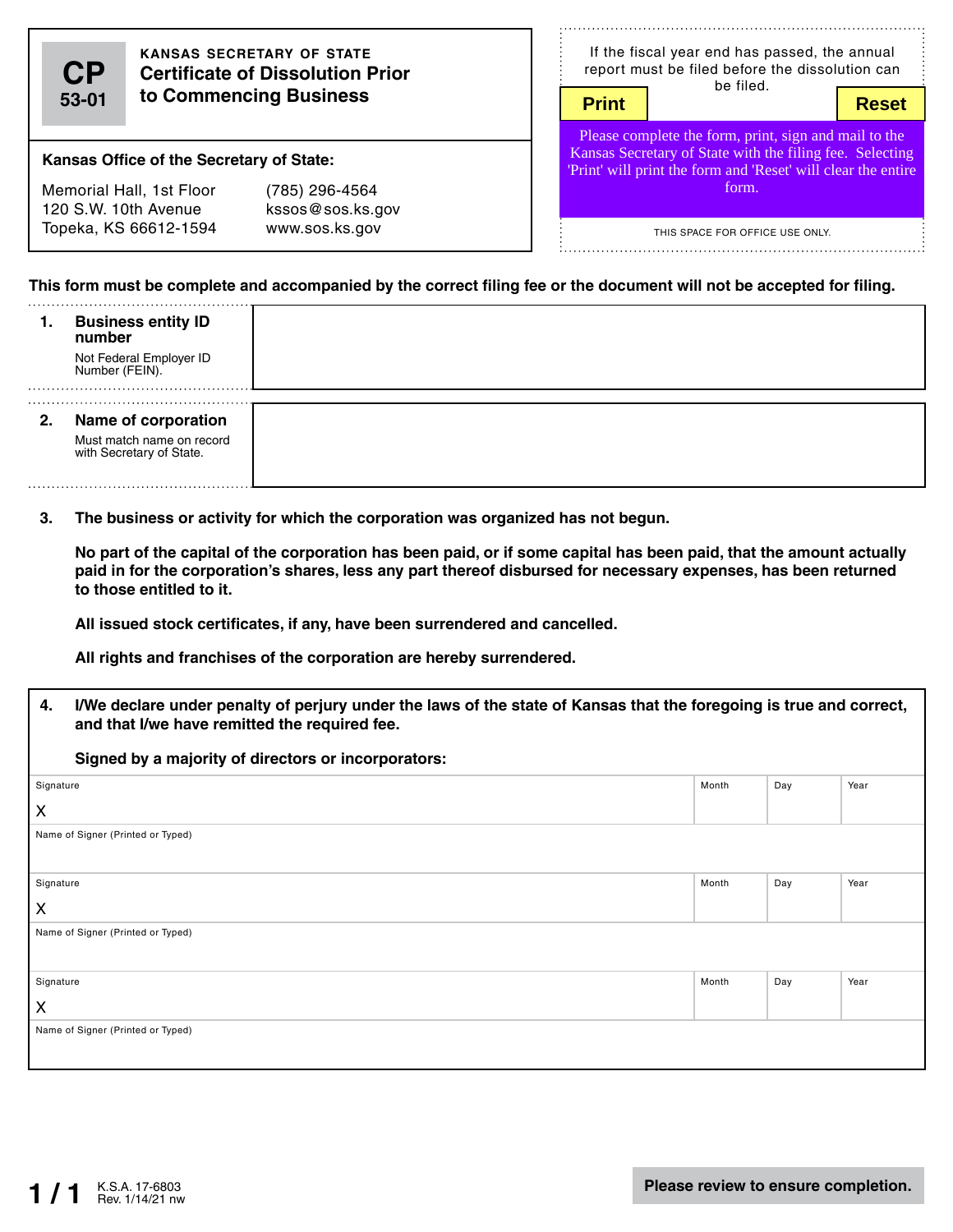**CP**
**53-01**

KANSAS SECRETARY OF STATE
# Certificate of Dissolution Prior to Commencing Business

**Kansas Office of the Secretary of State:**

Memorial Hall, 1st Floor
120 S.W. 10th Avenue
Topeka, KS 66612-1594

(785) 296-4564
kssos@sos.ks.gov
www.sos.ks.gov

If the fiscal year end has passed, the annual report must be filed before the dissolution can be filed.

Print | Reset

Please complete the form, print, sign and mail to the Kansas Secretary of State with the filing fee. Selecting 'Print' will print the form and 'Reset' will clear the entire form.

THIS SPACE FOR OFFICE USE ONLY.

**This form must be complete and accompanied by the correct filing fee or the document will not be accepted for filing.**

| | |
|---|---|
| **1. Business entity ID number** Not Federal Employer ID Number (FEIN). | |
| **2. Name of corporation** Must match name on record with Secretary of State. | |

**3. The business or activity for which the corporation was organized has not begun.**

**No part of the capital of the corporation has been paid, or if some capital has been paid, that the amount actually paid in for the corporation's shares, less any part thereof disbursed for necessary expenses, has been returned to those entitled to it.**

**All issued stock certificates, if any, have been surrendered and cancelled.**

**All rights and franchises of the corporation are hereby surrendered.**

**4. I/We declare under penalty of perjury under the laws of the state of Kansas that the foregoing is true and correct, and that I/we have remitted the required fee.**

**Signed by a majority of directors or incorporators:**

| Signature | Month | Day | Year |
|---|---|---|---|
| X | | | |
| Name of Signer (Printed or Typed) | | | |
| Signature | Month | Day | Year |
| X | | | |
| Name of Signer (Printed or Typed) | | | |
| Signature | Month | Day | Year |
| X | | | |
| Name of Signer (Printed or Typed) | | | |

K.S.A. 17-6803
Rev. 1/14/21 nw

**Please review to ensure completion.**